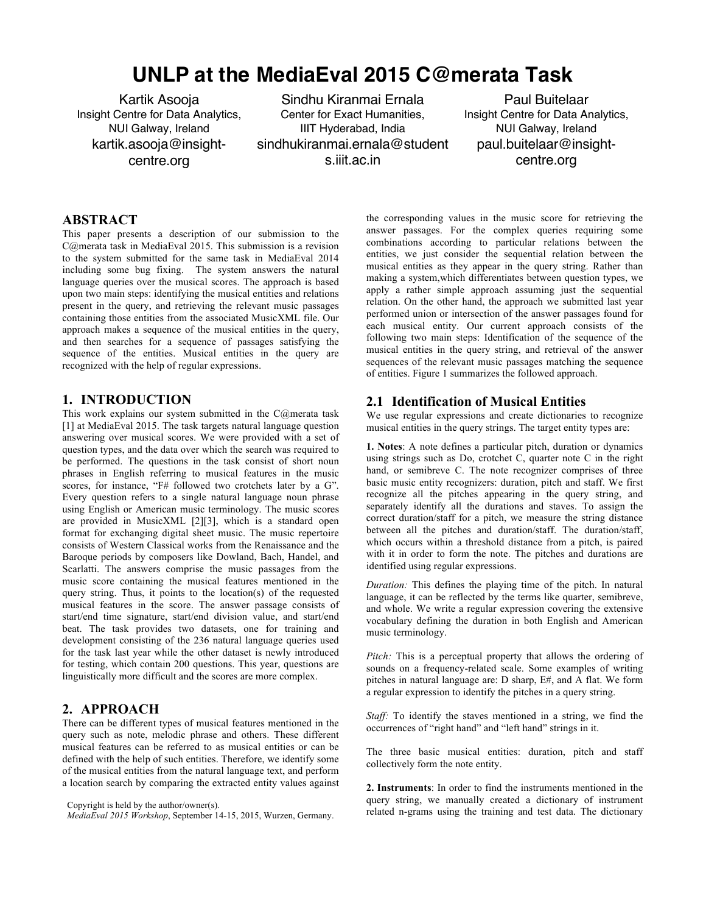# UNLP at the MediaEval 2015 C@merata Task

Kartik Asooja
Insight Centre for Data Analytics, NUI Galway, Ireland
kartik.asooja@insight-centre.org

Sindhu Kiranmai Ernala
Center for Exact Humanities, IIIT Hyderabad, India
sindhukiranmai.ernala@students.iiit.ac.in

Paul Buitelaar
Insight Centre for Data Analytics, NUI Galway, Ireland
paul.buitelaar@insight-centre.org

## ABSTRACT

This paper presents a description of our submission to the C@merata task in MediaEval 2015. This submission is a revision to the system submitted for the same task in MediaEval 2014 including some bug fixing. The system answers the natural language queries over the musical scores. The approach is based upon two main steps: identifying the musical entities and relations present in the query, and retrieving the relevant music passages containing those entities from the associated MusicXML file. Our approach makes a sequence of the musical entities in the query, and then searches for a sequence of passages satisfying the sequence of the entities. Musical entities in the query are recognized with the help of regular expressions.

## 1. INTRODUCTION

This work explains our system submitted in the C@merata task [1] at MediaEval 2015. The task targets natural language question answering over musical scores. We were provided with a set of question types, and the data over which the search was required to be performed. The questions in the task consist of short noun phrases in English referring to musical features in the music scores, for instance, "F# followed two crotchets later by a G". Every question refers to a single natural language noun phrase using English or American music terminology. The music scores are provided in MusicXML [2][3], which is a standard open format for exchanging digital sheet music. The music repertoire consists of Western Classical works from the Renaissance and the Baroque periods by composers like Dowland, Bach, Handel, and Scarlatti. The answers comprise the music passages from the music score containing the musical features mentioned in the query string. Thus, it points to the location(s) of the requested musical features in the score. The answer passage consists of start/end time signature, start/end division value, and start/end beat. The task provides two datasets, one for training and development consisting of the 236 natural language queries used for the task last year while the other dataset is newly introduced for testing, which contain 200 questions. This year, questions are linguistically more difficult and the scores are more complex.

## 2. APPROACH

There can be different types of musical features mentioned in the query such as note, melodic phrase and others. These different musical features can be referred to as musical entities or can be defined with the help of such entities. Therefore, we identify some of the musical entities from the natural language text, and perform a location search by comparing the extracted entity values against the corresponding values in the music score for retrieving the answer passages. For the complex queries requiring some combinations according to particular relations between the entities, we just consider the sequential relation between the musical entities as they appear in the query string. Rather than making a system,which differentiates between question types, we apply a rather simple approach assuming just the sequential relation. On the other hand, the approach we submitted last year performed union or intersection of the answer passages found for each musical entity. Our current approach consists of the following two main steps: Identification of the sequence of the musical entities in the query string, and retrieval of the answer sequences of the relevant music passages matching the sequence of entities. Figure 1 summarizes the followed approach.

### 2.1 Identification of Musical Entities

We use regular expressions and create dictionaries to recognize musical entities in the query strings. The target entity types are:

**1. Notes**: A note defines a particular pitch, duration or dynamics using strings such as Do, crotchet C, quarter note C in the right hand, or semibreve C. The note recognizer comprises of three basic music entity recognizers: duration, pitch and staff. We first recognize all the pitches appearing in the query string, and separately identify all the durations and staves. To assign the correct duration/staff for a pitch, we measure the string distance between all the pitches and duration/staff. The duration/staff, which occurs within a threshold distance from a pitch, is paired with it in order to form the note. The pitches and durations are identified using regular expressions.

*Duration:* This defines the playing time of the pitch. In natural language, it can be reflected by the terms like quarter, semibreve, and whole. We write a regular expression covering the extensive vocabulary defining the duration in both English and American music terminology.

*Pitch:* This is a perceptual property that allows the ordering of sounds on a frequency-related scale. Some examples of writing pitches in natural language are: D sharp, E#, and A flat. We form a regular expression to identify the pitches in a query string.

*Staff:* To identify the staves mentioned in a string, we find the occurrences of "right hand" and "left hand" strings in it.

The three basic musical entities: duration, pitch and staff collectively form the note entity.

**2. Instruments**: In order to find the instruments mentioned in the query string, we manually created a dictionary of instrument related n-grams using the training and test data. The dictionary

Copyright is held by the author/owner(s).
*MediaEval 2015 Workshop*, September 14-15, 2015, Wurzen, Germany.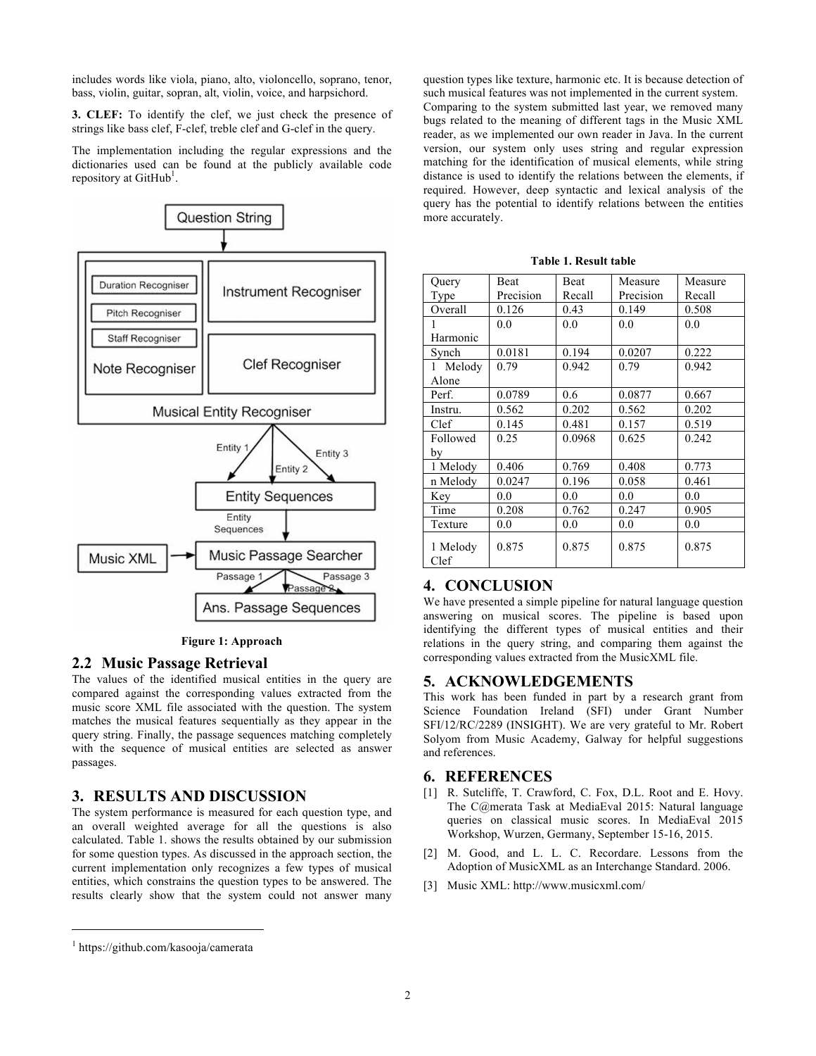includes words like viola, piano, alto, violoncello, soprano, tenor, bass, violin, guitar, sopran, alt, violin, voice, and harpsichord.

**3. CLEF:** To identify the clef, we just check the presence of strings like bass clef, F-clef, treble clef and G-clef in the query.

The implementation including the regular expressions and the dictionaries used can be found at the publicly available code repository at GitHub[1].

Question String

Duration Recogniser

Pitch Recogniser

Staff Recogniser

Note Recogniser

Instrument Recogniser

Clef Recogniser

Musical Entity Recogniser

Entity 1

Entity 2

Entity 3

Entity Sequences

Entity Sequences

Music XML

Music Passage Searcher

Passage 1

Passage 2

Passage 3

Ans. Passage Sequences

**Figure 1: Approach**

## 2.2 Music Passage Retrieval

The values of the identified musical entities in the query are compared against the corresponding values extracted from the music score XML file associated with the question. The system matches the musical features sequentially as they appear in the query string. Finally, the passage sequences matching completely with the sequence of musical entities are selected as answer passages.

## 3. RESULTS AND DISCUSSION

The system performance is measured for each question type, and an overall weighted average for all the questions is also calculated. Table 1. shows the results obtained by our submission for some question types. As discussed in the approach section, the current implementation only recognizes a few types of musical entities, which constrains the question types to be answered. The results clearly show that the system could not answer many question types like texture, harmonic etc. It is because detection of such musical features was not implemented in the current system. Comparing to the system submitted last year, we removed many bugs related to the meaning of different tags in the Music XML reader, as we implemented our own reader in Java. In the current version, our system only uses string and regular expression matching for the identification of musical elements, while string distance is used to identify the relations between the elements, if required. However, deep syntactic and lexical analysis of the query has the potential to identify relations between the entities more accurately.

**Table 1. Result table**

| Query Type | Beat Precision | Beat Recall | Measure Precision | Measure Recall |
|---|---|---|---|---|
| Overall | 0.126 | 0.43 | 0.149 | 0.508 |
| 1 Harmonic | 0.0 | 0.0 | 0.0 | 0.0 |
| Synch | 0.0181 | 0.194 | 0.0207 | 0.222 |
| 1 Melody Alone | 0.79 | 0.942 | 0.79 | 0.942 |
| Perf. | 0.0789 | 0.6 | 0.0877 | 0.667 |
| Instru. | 0.562 | 0.202 | 0.562 | 0.202 |
| Clef | 0.145 | 0.481 | 0.157 | 0.519 |
| Followed by | 0.25 | 0.0968 | 0.625 | 0.242 |
| 1 Melody | 0.406 | 0.769 | 0.408 | 0.773 |
| n Melody | 0.0247 | 0.196 | 0.058 | 0.461 |
| Key | 0.0 | 0.0 | 0.0 | 0.0 |
| Time | 0.208 | 0.762 | 0.247 | 0.905 |
| Texture | 0.0 | 0.0 | 0.0 | 0.0 |
| 1 Melody Clef | 0.875 | 0.875 | 0.875 | 0.875 |

## 4. CONCLUSION

We have presented a simple pipeline for natural language question answering on musical scores. The pipeline is based upon identifying the different types of musical entities and their relations in the query string, and comparing them against the corresponding values extracted from the MusicXML file.

## 5. ACKNOWLEDGEMENTS

This work has been funded in part by a research grant from Science Foundation Ireland (SFI) under Grant Number SFI/12/RC/2289 (INSIGHT). We are very grateful to Mr. Robert Solyom from Music Academy, Galway for helpful suggestions and references.

## 6. REFERENCES

[1] R. Sutcliffe, T. Crawford, C. Fox, D.L. Root and E. Hovy. The C@merata Task at MediaEval 2015: Natural language queries on classical music scores. In MediaEval 2015 Workshop, Wurzen, Germany, September 15-16, 2015.

[2] M. Good, and L. L. C. Recordare. Lessons from the Adoption of MusicXML as an Interchange Standard. 2006.

[3] Music XML: http://www.musicxml.com/

[1] https://github.com/kasooja/camerata